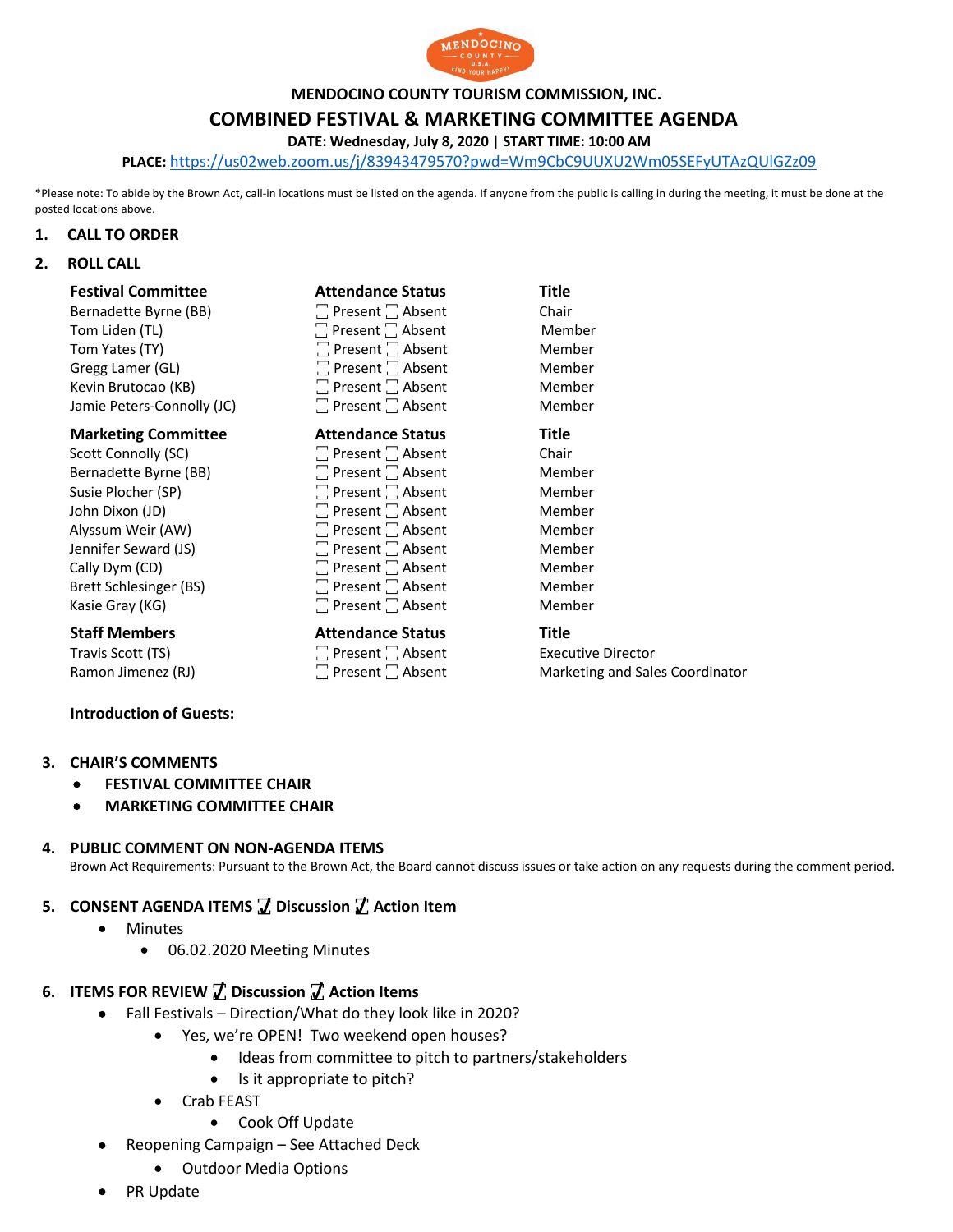# MENDOCINO COUNTY TOURISM COMMISSION, INC.

## COMBINED FESTIVAL & MARKETING COMMITTEE AGENDA

**DATE: Wednesday, July 8, 2020 | START TIME: 10:00 AM**

**PLACE:** https://us02web.zoom.us/j/83943479570?pwd=Wm9CbC9UUXU2Wm05SEFyUTAzQUlGZz09

*Please note: To abide by the Brown Act, call-in locations must be listed on the agenda. If anyone from the public is calling in during the meeting, it must be done at the posted locations above.

1. **CALL TO ORDER**
2. **ROLL CALL**

| Festival Committee | Attendance Status | Title |
|---|---|---|
| Bernadette Byrne (BB) | ☐ Present ☐ Absent | Chair |
| Tom Liden (TL) | ☐ Present ☐ Absent | Member |
| Tom Yates (TY) | ☐ Present ☐ Absent | Member |
| Gregg Lamer (GL) | ☐ Present ☐ Absent | Member |
| Kevin Brutocao (KB) | ☐ Present ☐ Absent | Member |
| Jamie Peters-Connolly (JC) | ☐ Present ☐ Absent | Member |

| Marketing Committee | Attendance Status | Title |
|---|---|---|
| Scott Connolly (SC) | ☐ Present ☐ Absent | Chair |
| Bernadette Byrne (BB) | ☐ Present ☐ Absent | Member |
| Susie Plocher (SP) | ☐ Present ☐ Absent | Member |
| John Dixon (JD) | ☐ Present ☐ Absent | Member |
| Alyssum Weir (AW) | ☐ Present ☐ Absent | Member |
| Jennifer Seward (JS) | ☐ Present ☐ Absent | Member |
| Cally Dym (CD) | ☐ Present ☐ Absent | Member |
| Brett Schlesinger (BS) | ☐ Present ☐ Absent | Member |
| Kasie Gray (KG) | ☐ Present ☐ Absent | Member |

| Staff Members | Attendance Status | Title |
|---|---|---|
| Travis Scott (TS) | ☐ Present ☐ Absent | Executive Director |
| Ramon Jimenez (RJ) | ☐ Present ☐ Absent | Marketing and Sales Coordinator |

**Introduction of Guests:**

3. **CHAIR'S COMMENTS**
   - **FESTIVAL COMMITTEE CHAIR**
   - **MARKETING COMMITTEE CHAIR**

4. **PUBLIC COMMENT ON NON-AGENDA ITEMS**

   Brown Act Requirements: Pursuant to the Brown Act, the Board cannot discuss issues or take action on any requests during the comment period.

5. **CONSENT AGENDA ITEMS ☑ Discussion ☑ Action Item**
   - Minutes
     - 06.02.2020 Meeting Minutes

6. **ITEMS FOR REVIEW ☑ Discussion ☑ Action Items**
   - Fall Festivals – Direction/What do they look like in 2020?
     - Yes, we're OPEN! Two weekend open houses?
       - Ideas from committee to pitch to partners/stakeholders
       - Is it appropriate to pitch?
     - Crab FEAST
       - Cook Off Update
   - Reopening Campaign – See Attached Deck
     - Outdoor Media Options
   - PR Update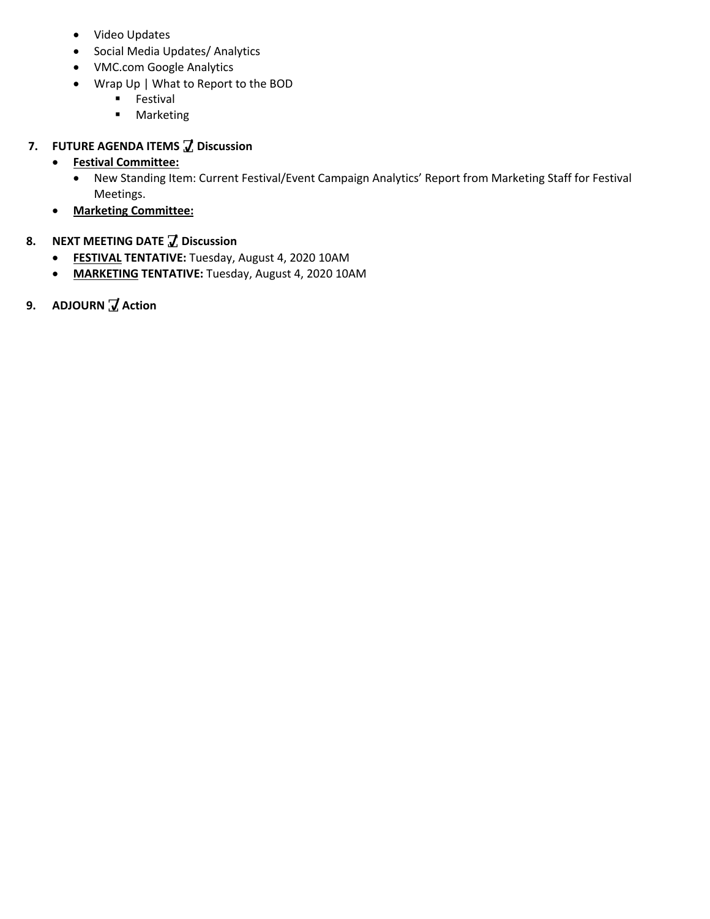- Video Updates
- Social Media Updates/ Analytics
- VMC.com Google Analytics
- Wrap Up | What to Report to the BOD
  - Festival
  - Marketing

7. **FUTURE AGENDA ITEMS ☑ Discussion**
   - **Festival Committee:**
     - New Standing Item: Current Festival/Event Campaign Analytics' Report from Marketing Staff for Festival Meetings.
   - **Marketing Committee:**

8. **NEXT MEETING DATE ☑ Discussion**
   - **FESTIVAL TENTATIVE:** Tuesday, August 4, 2020 10AM
   - **MARKETING TENTATIVE:** Tuesday, August 4, 2020 10AM

9. **ADJOURN ☑ Action**